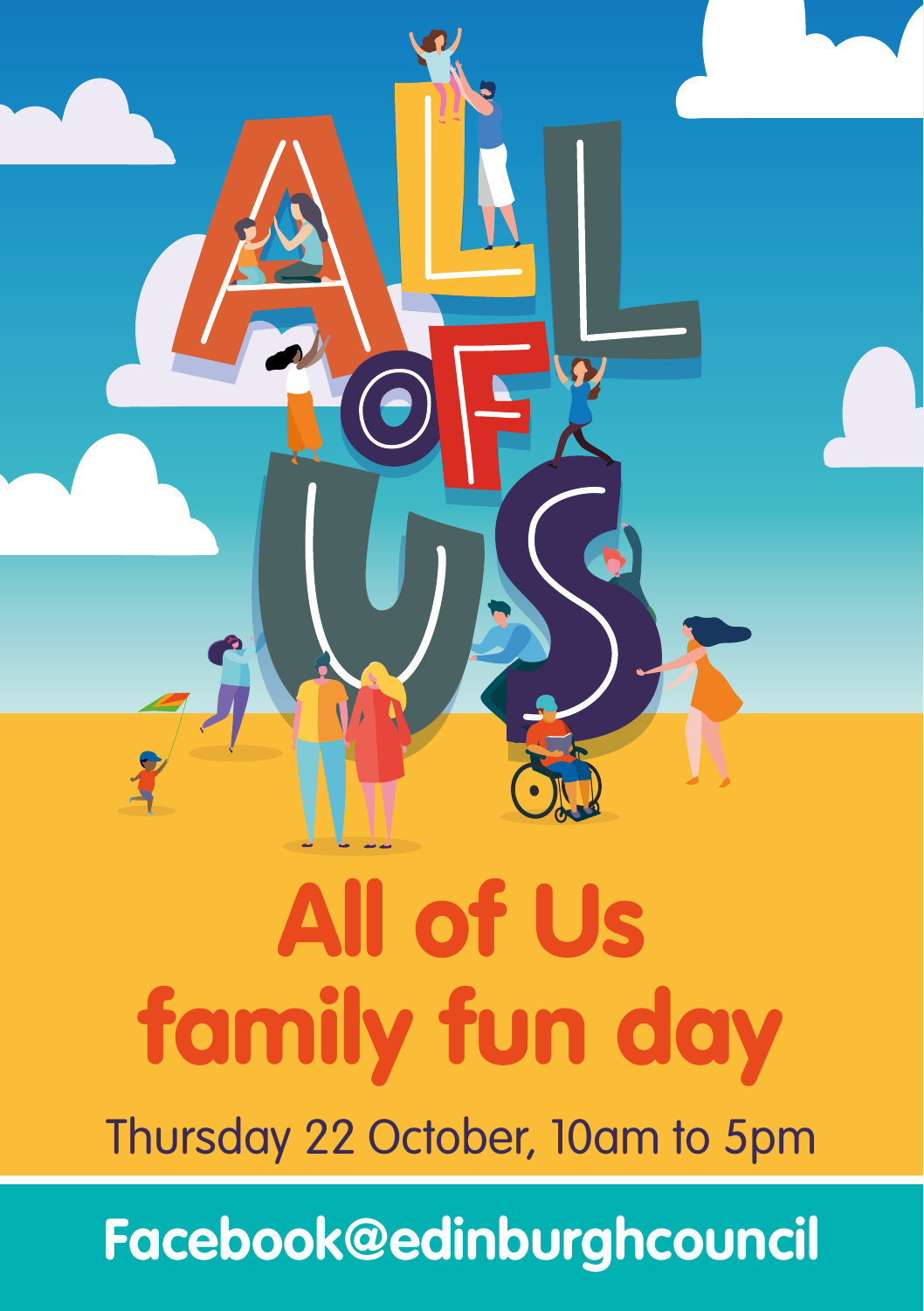# All of Us family fun day

Thursday 22 October, 10am to 5pm

Facebook@edinburghcouncil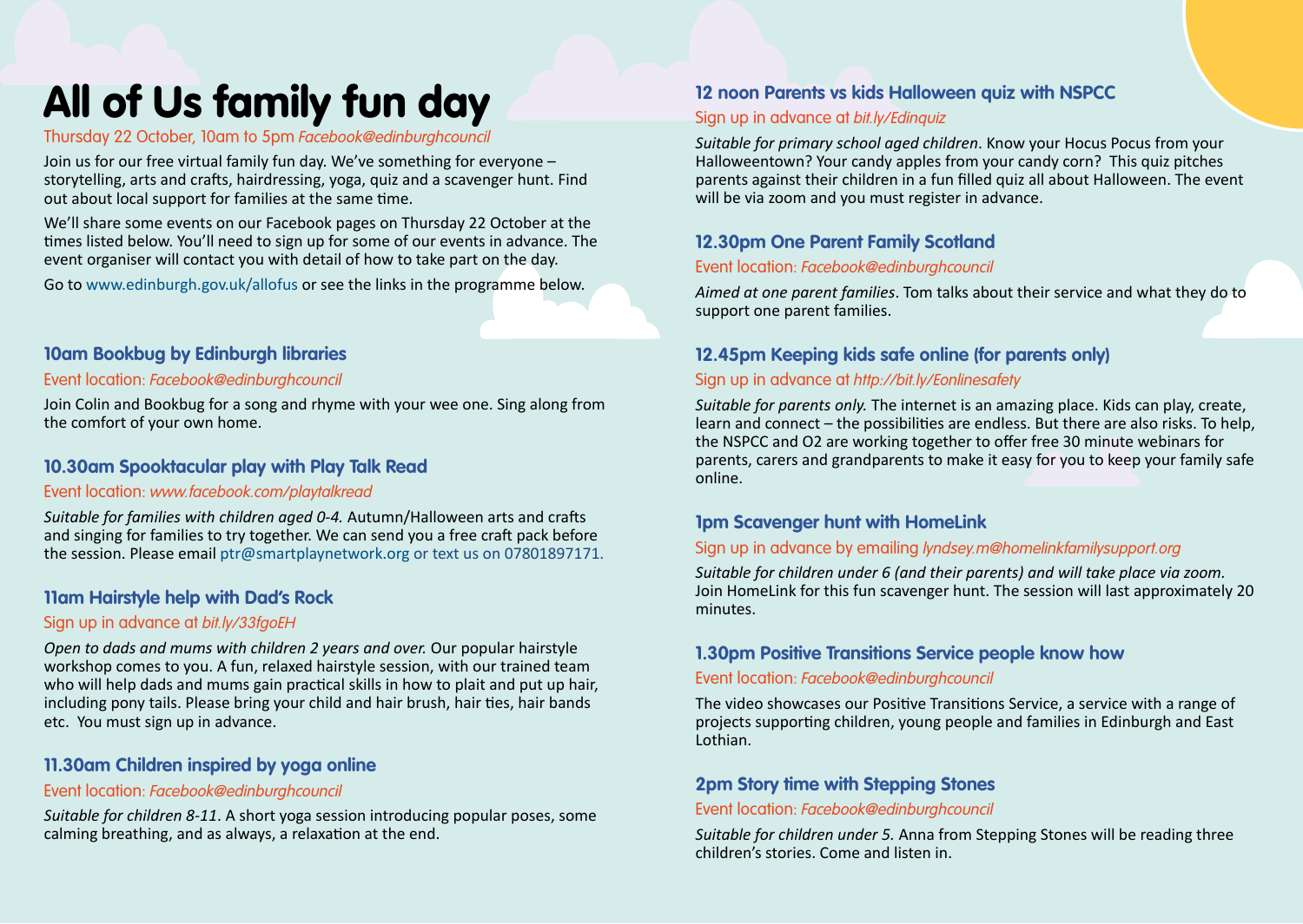# All of Us family fun day

Thursday 22 October, 10am to 5pm *Facebook@edinburghcouncil*

Join us for our free virtual family fun day. We've something for everyone – storytelling, arts and crafts, hairdressing, yoga, quiz and a scavenger hunt. Find out about local support for families at the same time.

We'll share some events on our Facebook pages on Thursday 22 October at the times listed below. You'll need to sign up for some of our events in advance. The event organiser will contact you with detail of how to take part on the day.

Go to www.edinburgh.gov.uk/allofus or see the links in the programme below.

### 10am Bookbug by Edinburgh libraries

Event location: *Facebook@edinburghcouncil*

Join Colin and Bookbug for a song and rhyme with your wee one. Sing along from the comfort of your own home.

### 10.30am Spooktacular play with Play Talk Read

Event location: *www.facebook.com/playtalkread*

*Suitable for families with children aged 0-4.* Autumn/Halloween arts and crafts and singing for families to try together. We can send you a free craft pack before the session. Please email ptr@smartplaynetwork.org or text us on 07801897171.

### 11am Hairstyle help with Dad's Rock

Sign up in advance at *bit.ly/33fgoEH*

*Open to dads and mums with children 2 years and over.* Our popular hairstyle workshop comes to you. A fun, relaxed hairstyle session, with our trained team who will help dads and mums gain practical skills in how to plait and put up hair, including pony tails. Please bring your child and hair brush, hair ties, hair bands etc. You must sign up in advance.

### 11.30am Children inspired by yoga online

Event location: *Facebook@edinburghcouncil*

*Suitable for children 8-11*. A short yoga session introducing popular poses, some calming breathing, and as always, a relaxation at the end.

### 12 noon Parents vs kids Halloween quiz with NSPCC

Sign up in advance at *bit.ly/Edinquiz*

*Suitable for primary school aged children*. Know your Hocus Pocus from your Halloweentown? Your candy apples from your candy corn? This quiz pitches parents against their children in a fun filled quiz all about Halloween. The event will be via zoom and you must register in advance.

### 12.30pm One Parent Family Scotland

Event location: *Facebook@edinburghcouncil*

*Aimed at one parent families*. Tom talks about their service and what they do to support one parent families.

### 12.45pm Keeping kids safe online (for parents only)

Sign up in advance at *http://bit.ly/Eonlinesafety*

*Suitable for parents only.* The internet is an amazing place. Kids can play, create, learn and connect – the possibilities are endless. But there are also risks. To help, the NSPCC and O2 are working together to offer free 30 minute webinars for parents, carers and grandparents to make it easy for you to keep your family safe online.

### 1pm Scavenger hunt with HomeLink

Sign up in advance by emailing *lyndsey.m@homelinkfamilysupport.org*

*Suitable for children under 6 (and their parents) and will take place via zoom.* Join HomeLink for this fun scavenger hunt. The session will last approximately 20 minutes.

### 1.30pm Positive Transitions Service people know how

Event location: *Facebook@edinburghcouncil*

The video showcases our Positive Transitions Service, a service with a range of projects supporting children, young people and families in Edinburgh and East Lothian.

### 2pm Story time with Stepping Stones

Event location: *Facebook@edinburghcouncil*

*Suitable for children under 5.* Anna from Stepping Stones will be reading three children's stories. Come and listen in.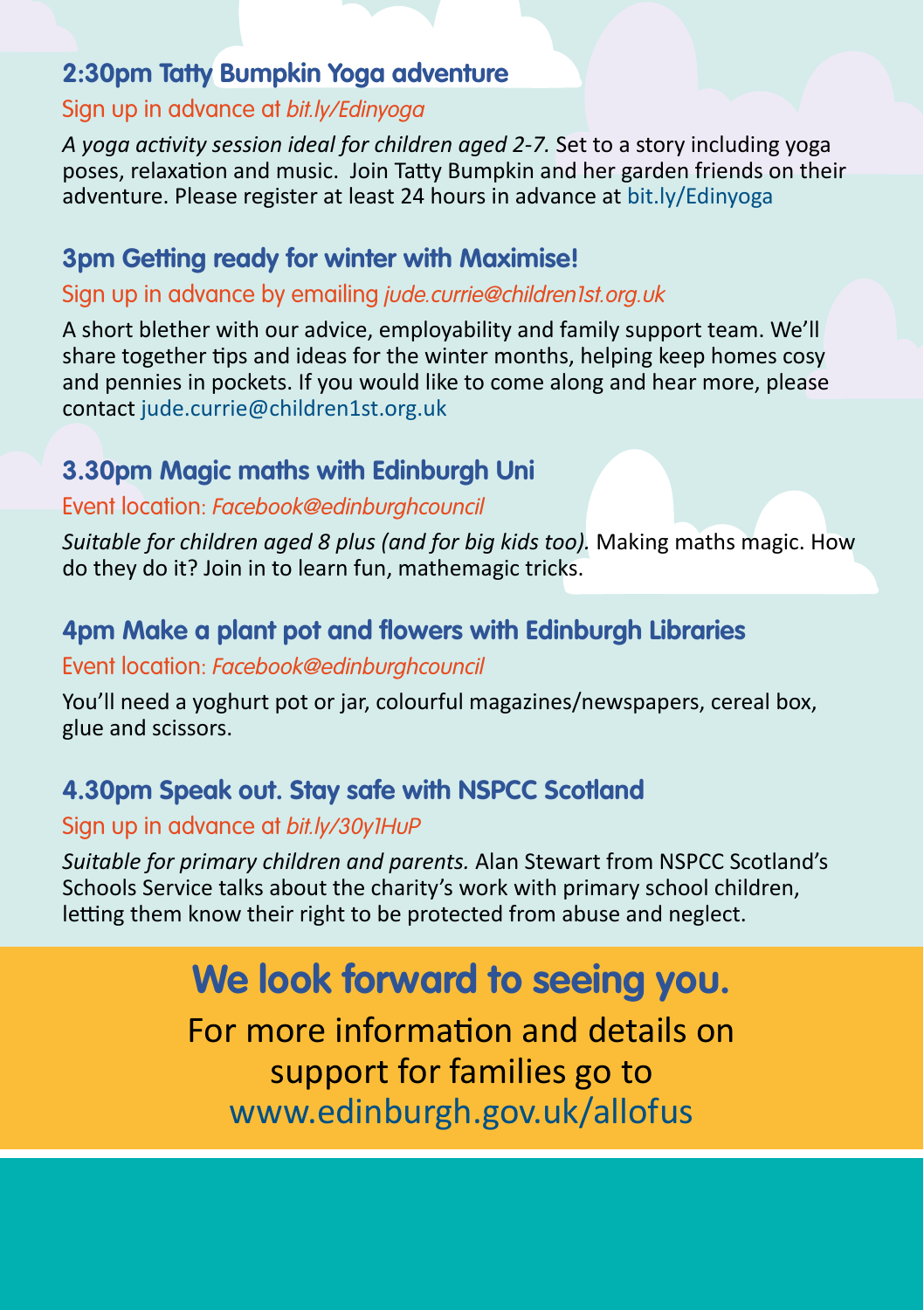### 2:30pm Tatty Bumpkin Yoga adventure

Sign up in advance at *bit.ly/Edinyoga*

*A yoga activity session ideal for children aged 2-7.* Set to a story including yoga poses, relaxation and music. Join Tatty Bumpkin and her garden friends on their adventure. Please register at least 24 hours in advance at bit.ly/Edinyoga

### 3pm Getting ready for winter with Maximise!

Sign up in advance by emailing *jude.currie@children1st.org.uk*

A short blether with our advice, employability and family support team. We'll share together tips and ideas for the winter months, helping keep homes cosy and pennies in pockets. If you would like to come along and hear more, please contact jude.currie@children1st.org.uk

### 3.30pm Magic maths with Edinburgh Uni

Event location: *Facebook@edinburghcouncil*

*Suitable for children aged 8 plus (and for big kids too).* Making maths magic. How do they do it? Join in to learn fun, mathemagic tricks.

### 4pm Make a plant pot and flowers with Edinburgh Libraries

Event location: *Facebook@edinburghcouncil*

You'll need a yoghurt pot or jar, colourful magazines/newspapers, cereal box, glue and scissors.

### 4.30pm Speak out. Stay safe with NSPCC Scotland

Sign up in advance at *bit.ly/30y1HuP*

*Suitable for primary children and parents.* Alan Stewart from NSPCC Scotland's Schools Service talks about the charity's work with primary school children, letting them know their right to be protected from abuse and neglect.

## We look forward to seeing you.

For more information and details on support for families go to www.edinburgh.gov.uk/allofus